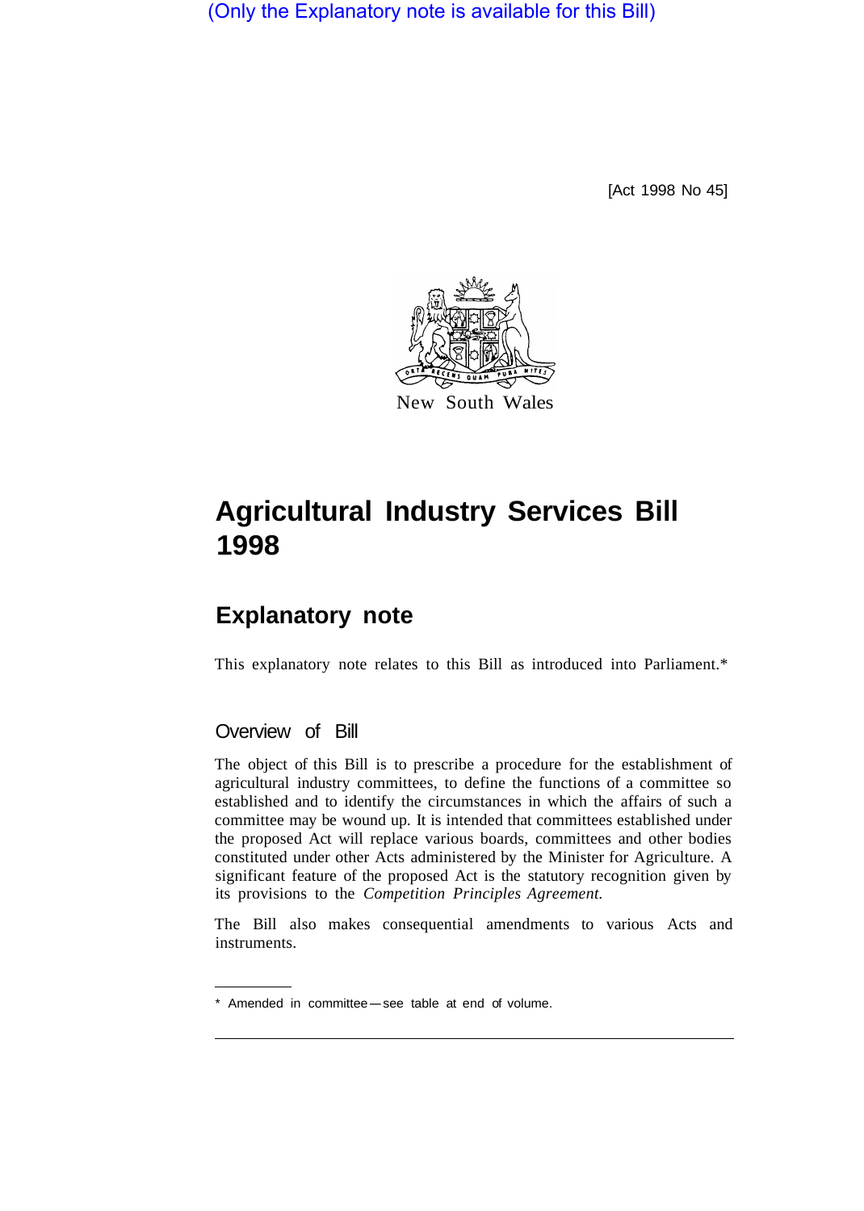(Only the Explanatory note is available for this Bill)

[Act 1998 No 45]

New South Wales

# Agricultural Industry Services Bill 1998

## Explanatory note

This explanatory note relates to this Bill as introduced into Parliament.*

### Overview of Bill

The object of this Bill is to prescribe a procedure for the establishment of agricultural industry committees, to define the functions of a committee so established and to identify the circumstances in which the affairs of such a committee may be wound up. It is intended that committees established under the proposed Act will replace various boards, committees and other bodies constituted under other Acts administered by the Minister for Agriculture. A significant feature of the proposed Act is the statutory recognition given by its provisions to the *Competition Principles Agreement.*

The Bill also makes consequential amendments to various Acts and instruments.

---

* Amended in committee—see table at end of volume.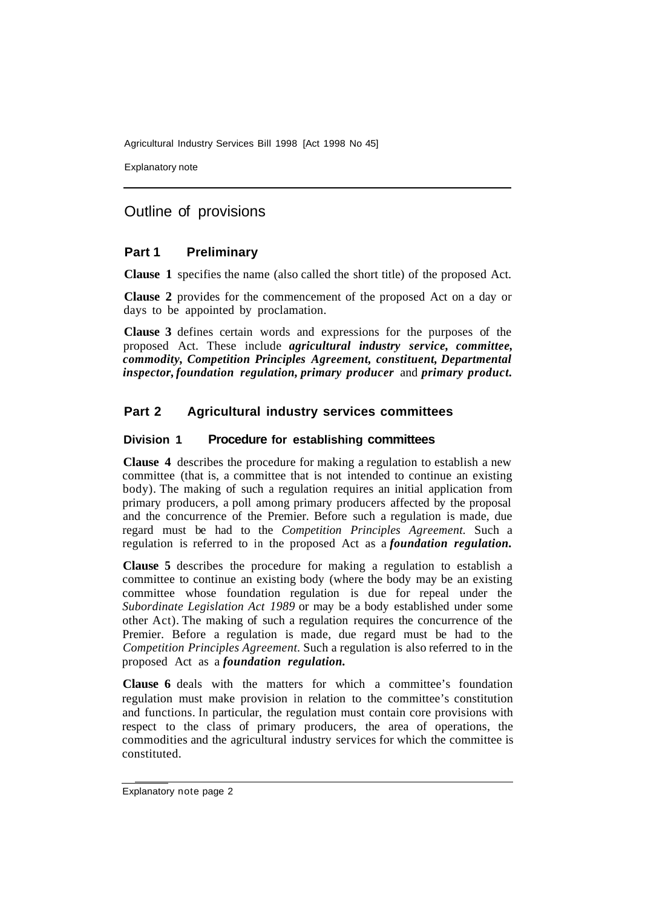# Outline of provisions

## Part 1 Preliminary

**Clause 1** specifies the name (also called the short title) of the proposed Act.

**Clause 2** provides for the commencement of the proposed Act on a day or days to be appointed by proclamation.

**Clause 3** defines certain words and expressions for the purposes of the proposed Act. These include ***agricultural industry service, committee, commodity, Competition Principles Agreement, constituent, Departmental inspector, foundation regulation, primary producer*** and ***primary product.***

## Part 2 Agricultural industry services committees

### Division 1 Procedure for establishing committees

**Clause 4** describes the procedure for making a regulation to establish a new committee (that is, a committee that is not intended to continue an existing body). The making of such a regulation requires an initial application from primary producers, a poll among primary producers affected by the proposal and the concurrence of the Premier. Before such a regulation is made, due regard must be had to the *Competition Principles Agreement.* Such a regulation is referred to in the proposed Act as a ***foundation regulation.***

**Clause 5** describes the procedure for making a regulation to establish a committee to continue an existing body (where the body may be an existing committee whose foundation regulation is due for repeal under the *Subordinate Legislation Act 1989* or may be a body established under some other Act). The making of such a regulation requires the concurrence of the Premier. Before a regulation is made, due regard must be had to the *Competition Principles Agreement.* Such a regulation is also referred to in the proposed Act as a ***foundation regulation.***

**Clause 6** deals with the matters for which a committee's foundation regulation must make provision in relation to the committee's constitution and functions. In particular, the regulation must contain core provisions with respect to the class of primary producers, the area of operations, the commodities and the agricultural industry services for which the committee is constituted.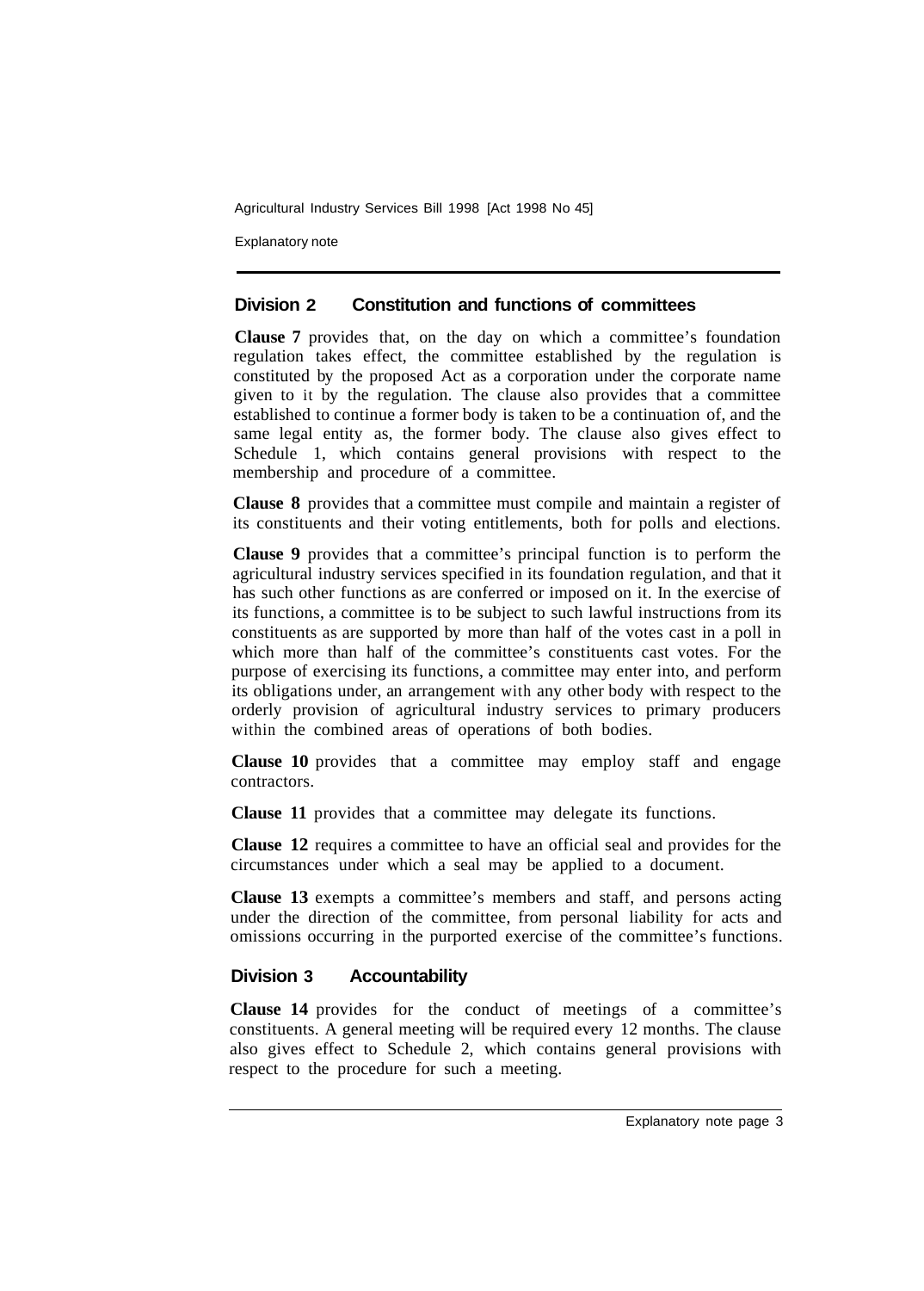## Division 2 Constitution and functions of committees

**Clause 7** provides that, on the day on which a committee's foundation regulation takes effect, the committee established by the regulation is constituted by the proposed Act as a corporation under the corporate name given to it by the regulation. The clause also provides that a committee established to continue a former body is taken to be a continuation of, and the same legal entity as, the former body. The clause also gives effect to Schedule 1, which contains general provisions with respect to the membership and procedure of a committee.

**Clause 8** provides that a committee must compile and maintain a register of its constituents and their voting entitlements, both for polls and elections.

**Clause 9** provides that a committee's principal function is to perform the agricultural industry services specified in its foundation regulation, and that it has such other functions as are conferred or imposed on it. In the exercise of its functions, a committee is to be subject to such lawful instructions from its constituents as are supported by more than half of the votes cast in a poll in which more than half of the committee's constituents cast votes. For the purpose of exercising its functions, a committee may enter into, and perform its obligations under, an arrangement with any other body with respect to the orderly provision of agricultural industry services to primary producers within the combined areas of operations of both bodies.

**Clause 10** provides that a committee may employ staff and engage contractors.

**Clause 11** provides that a committee may delegate its functions.

**Clause 12** requires a committee to have an official seal and provides for the circumstances under which a seal may be applied to a document.

**Clause 13** exempts a committee's members and staff, and persons acting under the direction of the committee, from personal liability for acts and omissions occurring in the purported exercise of the committee's functions.

## Division 3 Accountability

**Clause 14** provides for the conduct of meetings of a committee's constituents. A general meeting will be required every 12 months. The clause also gives effect to Schedule 2, which contains general provisions with respect to the procedure for such a meeting.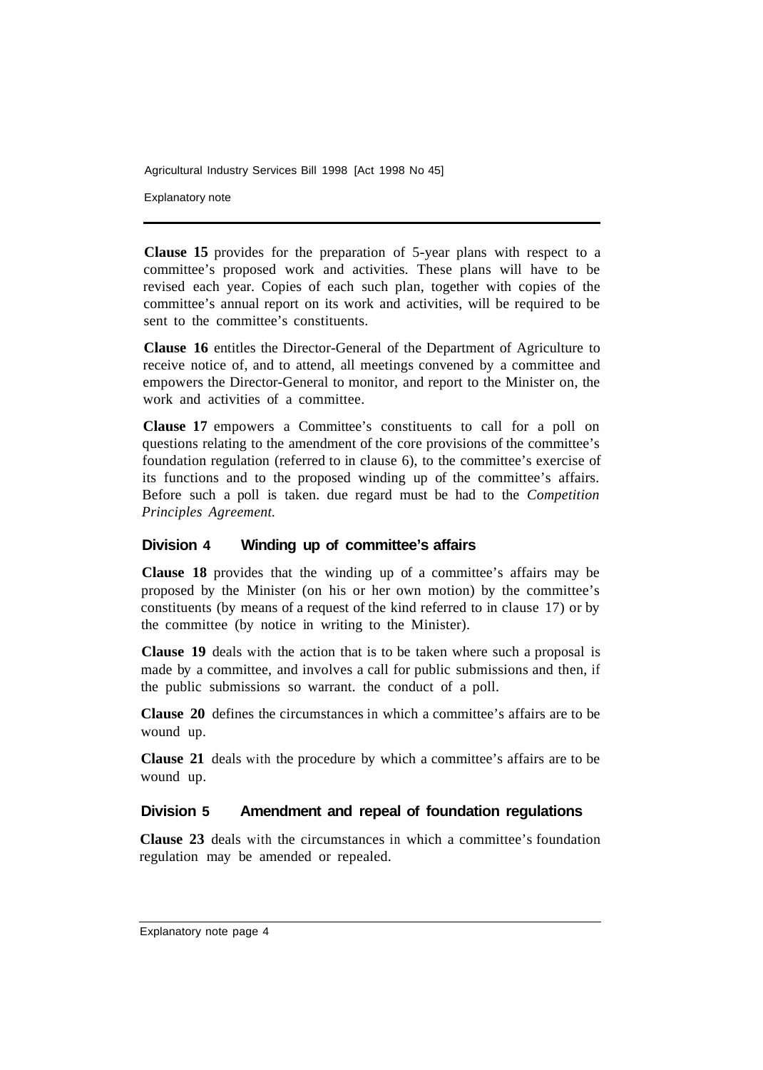**Clause 15** provides for the preparation of 5-year plans with respect to a committee's proposed work and activities. These plans will have to be revised each year. Copies of each such plan, together with copies of the committee's annual report on its work and activities, will be required to be sent to the committee's constituents.

**Clause 16** entitles the Director-General of the Department of Agriculture to receive notice of, and to attend, all meetings convened by a committee and empowers the Director-General to monitor, and report to the Minister on, the work and activities of a committee.

**Clause 17** empowers a Committee's constituents to call for a poll on questions relating to the amendment of the core provisions of the committee's foundation regulation (referred to in clause 6), to the committee's exercise of its functions and to the proposed winding up of the committee's affairs. Before such a poll is taken. due regard must be had to the *Competition Principles Agreement.*

### Division 4 Winding up of committee's affairs

**Clause 18** provides that the winding up of a committee's affairs may be proposed by the Minister (on his or her own motion) by the committee's constituents (by means of a request of the kind referred to in clause 17) or by the committee (by notice in writing to the Minister).

**Clause 19** deals with the action that is to be taken where such a proposal is made by a committee, and involves a call for public submissions and then, if the public submissions so warrant. the conduct of a poll.

**Clause 20** defines the circumstances in which a committee's affairs are to be wound up.

**Clause 21** deals with the procedure by which a committee's affairs are to be wound up.

### Division 5 Amendment and repeal of foundation regulations

**Clause 23** deals with the circumstances in which a committee's foundation regulation may be amended or repealed.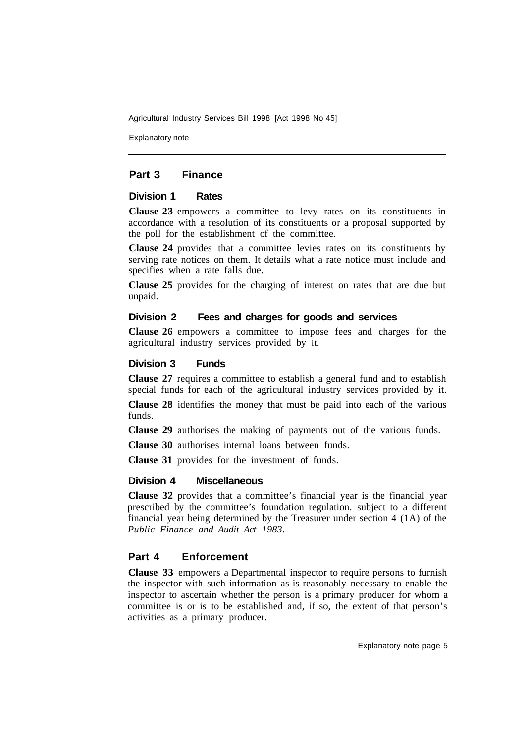## Part 3 Finance

### Division 1 Rates

**Clause 23** empowers a committee to levy rates on its constituents in accordance with a resolution of its constituents or a proposal supported by the poll for the establishment of the committee.

**Clause 24** provides that a committee levies rates on its constituents by serving rate notices on them. It details what a rate notice must include and specifies when a rate falls due.

**Clause 25** provides for the charging of interest on rates that are due but unpaid.

### Division 2 Fees and charges for goods and services

**Clause 26** empowers a committee to impose fees and charges for the agricultural industry services provided by it.

### Division 3 Funds

**Clause 27** requires a committee to establish a general fund and to establish special funds for each of the agricultural industry services provided by it.

**Clause 28** identifies the money that must be paid into each of the various funds.

**Clause 29** authorises the making of payments out of the various funds.

**Clause 30** authorises internal loans between funds.

**Clause 31** provides for the investment of funds.

### Division 4 Miscellaneous

**Clause 32** provides that a committee's financial year is the financial year prescribed by the committee's foundation regulation. subject to a different financial year being determined by the Treasurer under section 4 (1A) of the *Public Finance and Audit Act 1983*.

## Part 4 Enforcement

**Clause 33** empowers a Departmental inspector to require persons to furnish the inspector with such information as is reasonably necessary to enable the inspector to ascertain whether the person is a primary producer for whom a committee is or is to be established and, if so, the extent of that person's activities as a primary producer.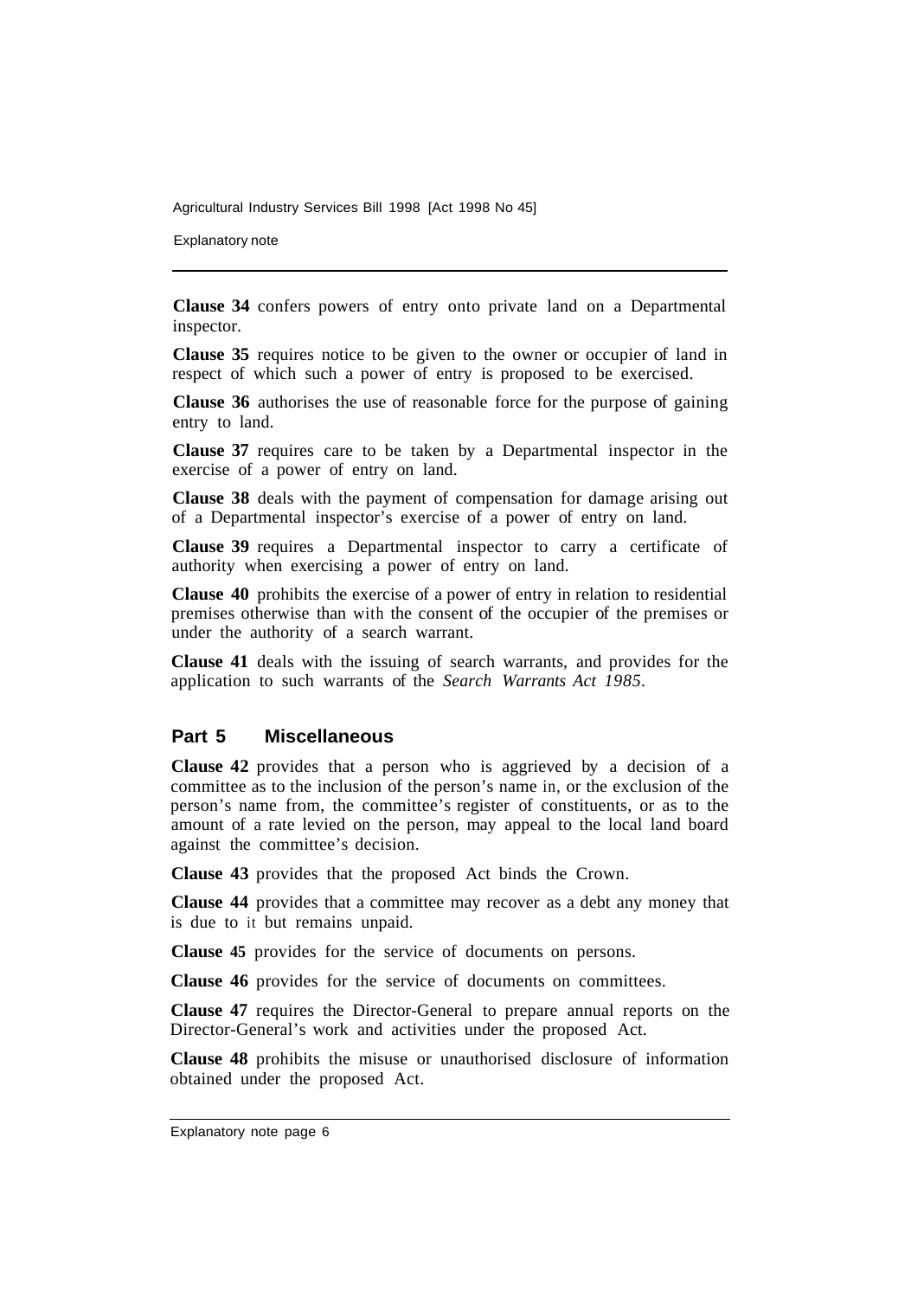**Clause 34** confers powers of entry onto private land on a Departmental inspector.

**Clause 35** requires notice to be given to the owner or occupier of land in respect of which such a power of entry is proposed to be exercised.

**Clause 36** authorises the use of reasonable force for the purpose of gaining entry to land.

**Clause 37** requires care to be taken by a Departmental inspector in the exercise of a power of entry on land.

**Clause 38** deals with the payment of compensation for damage arising out of a Departmental inspector's exercise of a power of entry on land.

**Clause 39** requires a Departmental inspector to carry a certificate of authority when exercising a power of entry on land.

**Clause 40** prohibits the exercise of a power of entry in relation to residential premises otherwise than with the consent of the occupier of the premises or under the authority of a search warrant.

**Clause 41** deals with the issuing of search warrants, and provides for the application to such warrants of the *Search Warrants Act 1985*.

## Part 5 Miscellaneous

**Clause 42** provides that a person who is aggrieved by a decision of a committee as to the inclusion of the person's name in, or the exclusion of the person's name from, the committee's register of constituents, or as to the amount of a rate levied on the person, may appeal to the local land board against the committee's decision.

**Clause 43** provides that the proposed Act binds the Crown.

**Clause 44** provides that a committee may recover as a debt any money that is due to it but remains unpaid.

**Clause 45** provides for the service of documents on persons.

**Clause 46** provides for the service of documents on committees.

**Clause 47** requires the Director-General to prepare annual reports on the Director-General's work and activities under the proposed Act.

**Clause 48** prohibits the misuse or unauthorised disclosure of information obtained under the proposed Act.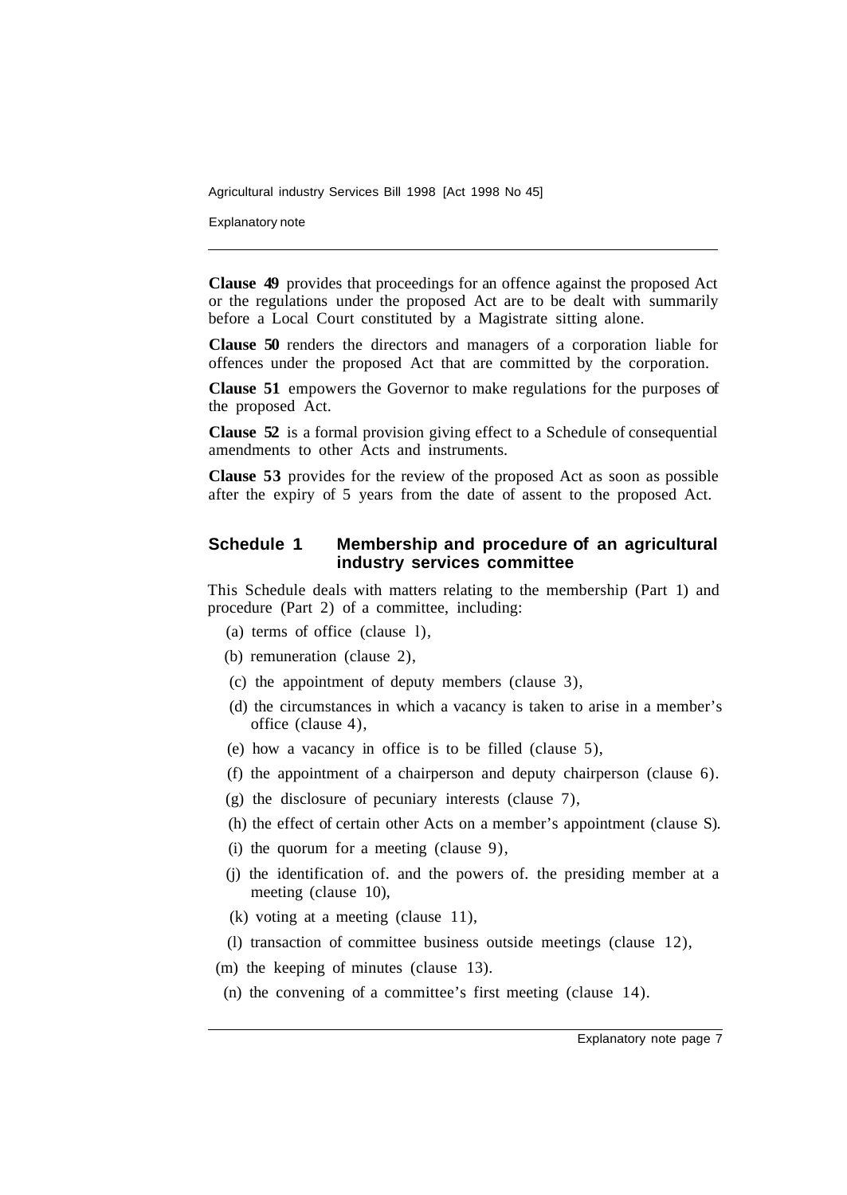**Clause 49** provides that proceedings for an offence against the proposed Act or the regulations under the proposed Act are to be dealt with summarily before a Local Court constituted by a Magistrate sitting alone.

**Clause 50** renders the directors and managers of a corporation liable for offences under the proposed Act that are committed by the corporation.

**Clause 51** empowers the Governor to make regulations for the purposes of the proposed Act.

**Clause 52** is a formal provision giving effect to a Schedule of consequential amendments to other Acts and instruments.

**Clause 53** provides for the review of the proposed Act as soon as possible after the expiry of 5 years from the date of assent to the proposed Act.

## Schedule 1 Membership and procedure of an agricultural industry services committee

This Schedule deals with matters relating to the membership (Part 1) and procedure (Part 2) of a committee, including:

(a) terms of office (clause 1),

(b) remuneration (clause 2),

(c) the appointment of deputy members (clause 3),

(d) the circumstances in which a vacancy is taken to arise in a member's office (clause 4),

(e) how a vacancy in office is to be filled (clause 5),

(f) the appointment of a chairperson and deputy chairperson (clause 6).

(g) the disclosure of pecuniary interests (clause 7),

(h) the effect of certain other Acts on a member's appointment (clause S).

(i) the quorum for a meeting (clause 9),

(j) the identification of. and the powers of. the presiding member at a meeting (clause 10),

(k) voting at a meeting (clause 11),

(l) transaction of committee business outside meetings (clause 12),

(m) the keeping of minutes (clause 13).

(n) the convening of a committee's first meeting (clause 14).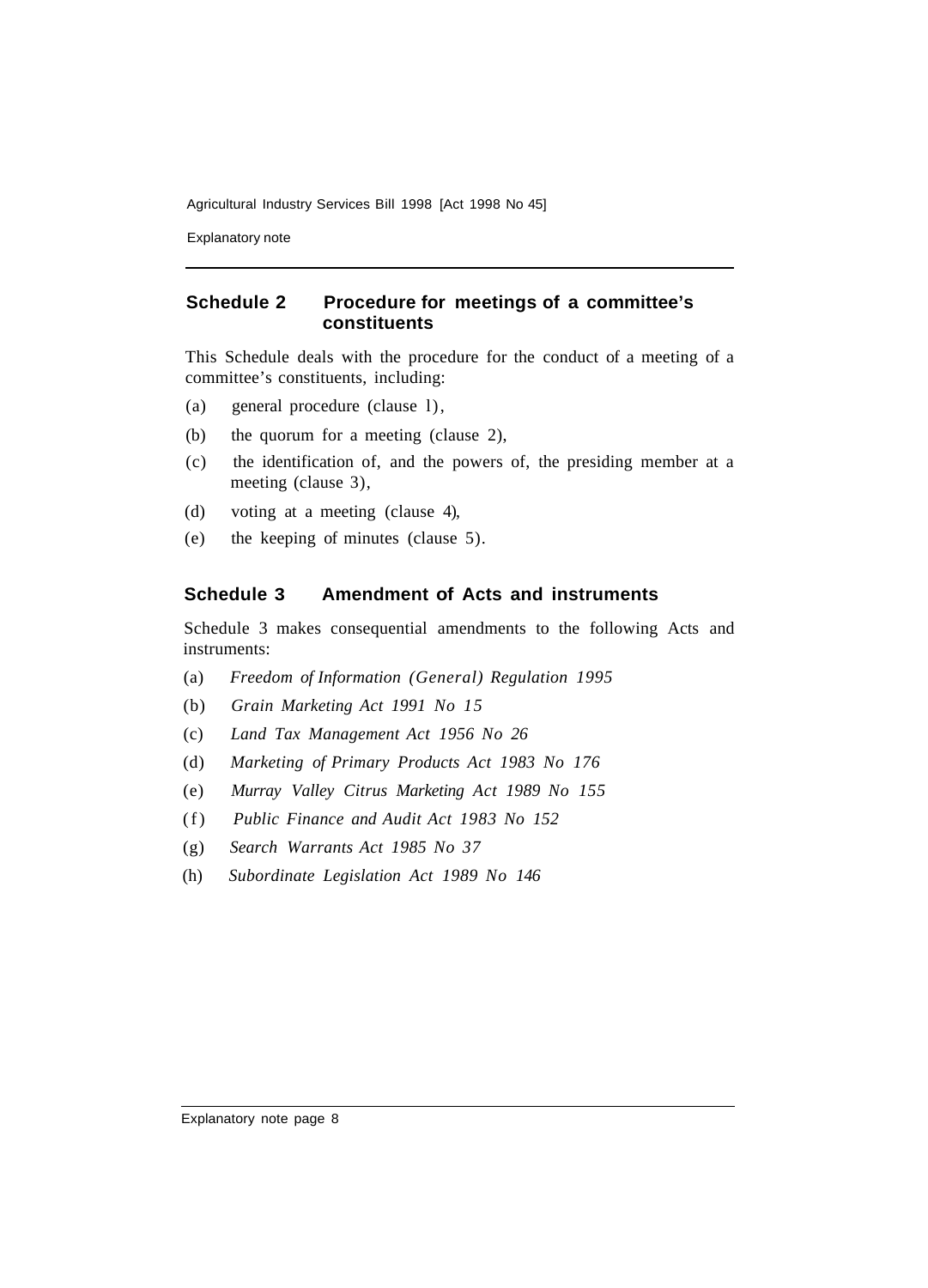## Schedule 2 Procedure for meetings of a committee's constituents

This Schedule deals with the procedure for the conduct of a meeting of a committee's constituents, including:

(a) general procedure (clause 1),

(b) the quorum for a meeting (clause 2),

(c) the identification of, and the powers of, the presiding member at a meeting (clause 3),

(d) voting at a meeting (clause 4),

(e) the keeping of minutes (clause 5).

## Schedule 3 Amendment of Acts and instruments

Schedule 3 makes consequential amendments to the following Acts and instruments:

(a) *Freedom of Information (General) Regulation 1995*

(b) *Grain Marketing Act 1991 No 15*

(c) *Land Tax Management Act 1956 No 26*

(d) *Marketing of Primary Products Act 1983 No 176*

(e) *Murray Valley Citrus Marketing Act 1989 No 155*

(f) *Public Finance and Audit Act 1983 No 152*

(g) *Search Warrants Act 1985 No 37*

(h) *Subordinate Legislation Act 1989 No 146*